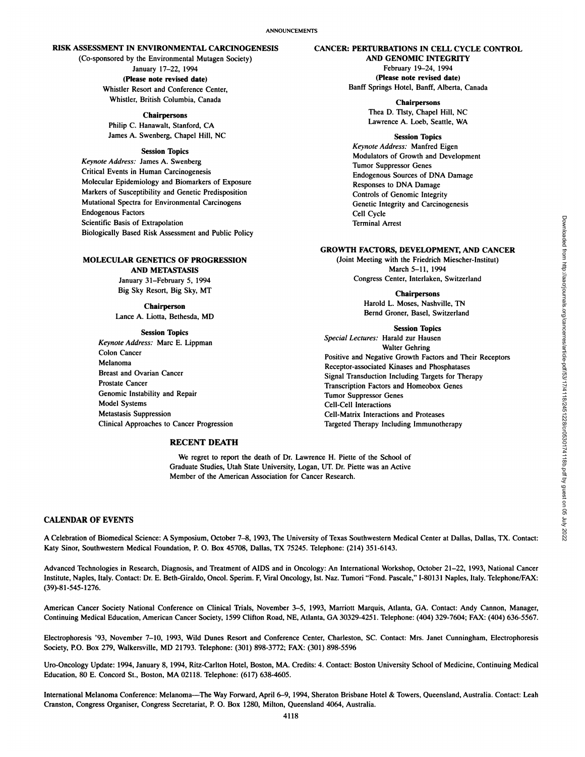## RISK ASSESSMENT IN ENVIRONMENTAL CARCINOGENESIS

(Co-sponsored by the Environmental Mutagen Society)
January 17–22, 1994
**(Please note revised date)**
Whistler Resort and Conference Center,
Whistler, British Columbia, Canada

**Chairpersons**

Philip C. Hanawalt, Stanford, CA
James A. Swenberg, Chapel Hill, NC

**Session Topics**

*Keynote Address:* James A. Swenberg
Critical Events in Human Carcinogenesis
Molecular Epidemiology and Biomarkers of Exposure
Markers of Susceptibility and Genetic Predisposition
Mutational Spectra for Environmental Carcinogens
Endogenous Factors
Scientific Basis of Extrapolation
Biologically Based Risk Assessment and Public Policy

## MOLECULAR GENETICS OF PROGRESSION AND METASTASIS

January 31–February 5, 1994
Big Sky Resort, Big Sky, MT

**Chairperson**

Lance A. Liotta, Bethesda, MD

**Session Topics**

*Keynote Address:* Marc E. Lippman
Colon Cancer
Melanoma
Breast and Ovarian Cancer
Prostate Cancer
Genomic Instability and Repair
Model Systems
Metastasis Suppression
Clinical Approaches to Cancer Progression

## CANCER: PERTURBATIONS IN CELL CYCLE CONTROL AND GENOMIC INTEGRITY

February 19–24, 1994
**(Please note revised date)**
Banff Springs Hotel, Banff, Alberta, Canada

**Chairpersons**

Thea D. Tlsty, Chapel Hill, NC
Lawrence A. Loeb, Seattle, WA

**Session Topics**

*Keynote Address:* Manfred Eigen
Modulators of Growth and Development
Tumor Suppressor Genes
Endogenous Sources of DNA Damage
Responses to DNA Damage
Controls of Genomic Integrity
Genetic Integrity and Carcinogenesis
Cell Cycle
Terminal Arrest

## GROWTH FACTORS, DEVELOPMENT, AND CANCER

(Joint Meeting with the Friedrich Miescher-Institut)
March 5–11, 1994
Congress Center, Interlaken, Switzerland

**Chairpersons**

Harold L. Moses, Nashville, TN
Bernd Groner, Basel, Switzerland

**Session Topics**

*Special Lectures:* Harald zur Hausen
Walter Gehring
Positive and Negative Growth Factors and Their Receptors
Receptor-associated Kinases and Phosphatases
Signal Transduction Including Targets for Therapy
Transcription Factors and Homeobox Genes
Tumor Suppressor Genes
Cell-Cell Interactions
Cell-Matrix Interactions and Proteases
Targeted Therapy Including Immunotherapy

## RECENT DEATH

We regret to report the death of Dr. Lawrence H. Piette of the School of Graduate Studies, Utah State University, Logan, UT. Dr. Piette was an Active Member of the American Association for Cancer Research.

## CALENDAR OF EVENTS

A Celebration of Biomedical Science: A Symposium, October 7–8, 1993, The University of Texas Southwestern Medical Center at Dallas, Dallas, TX. Contact: Katy Sinor, Southwestern Medical Foundation, P. O. Box 45708, Dallas, TX 75245. Telephone: (214) 351-6143.

Advanced Technologies in Research, Diagnosis, and Treatment of AIDS and in Oncology: An International Workshop, October 21–22, 1993, National Cancer Institute, Naples, Italy. Contact: Dr. E. Beth-Giraldo, Oncol. Sperim. F, Viral Oncology, Ist. Naz. Tumori "Fond. Pascale," I-80131 Naples, Italy. Telephone/FAX: (39)-81-545-1276.

American Cancer Society National Conference on Clinical Trials, November 3–5, 1993, Marriott Marquis, Atlanta, GA. Contact: Andy Cannon, Manager, Continuing Medical Education, American Cancer Society, 1599 Clifton Road, NE, Atlanta, GA 30329-4251. Telephone: (404) 329-7604; FAX: (404) 636-5567.

Electrophoresis '93, November 7–10, 1993, Wild Dunes Resort and Conference Center, Charleston, SC. Contact: Mrs. Janet Cunningham, Electrophoresis Society, P.O. Box 279, Walkersville, MD 21793. Telephone: (301) 898-3772; FAX: (301) 898-5596

Uro-Oncology Update: 1994, January 8, 1994, Ritz-Carlton Hotel, Boston, MA. Credits: 4. Contact: Boston University School of Medicine, Continuing Medical Education, 80 E. Concord St., Boston, MA 02118. Telephone: (617) 638-4605.

International Melanoma Conference: Melanoma—The Way Forward, April 6–9, 1994, Sheraton Brisbane Hotel & Towers, Queensland, Australia. Contact: Leah Cranston, Congress Organiser, Congress Secretariat, P. O. Box 1280, Milton, Queensland 4064, Australia.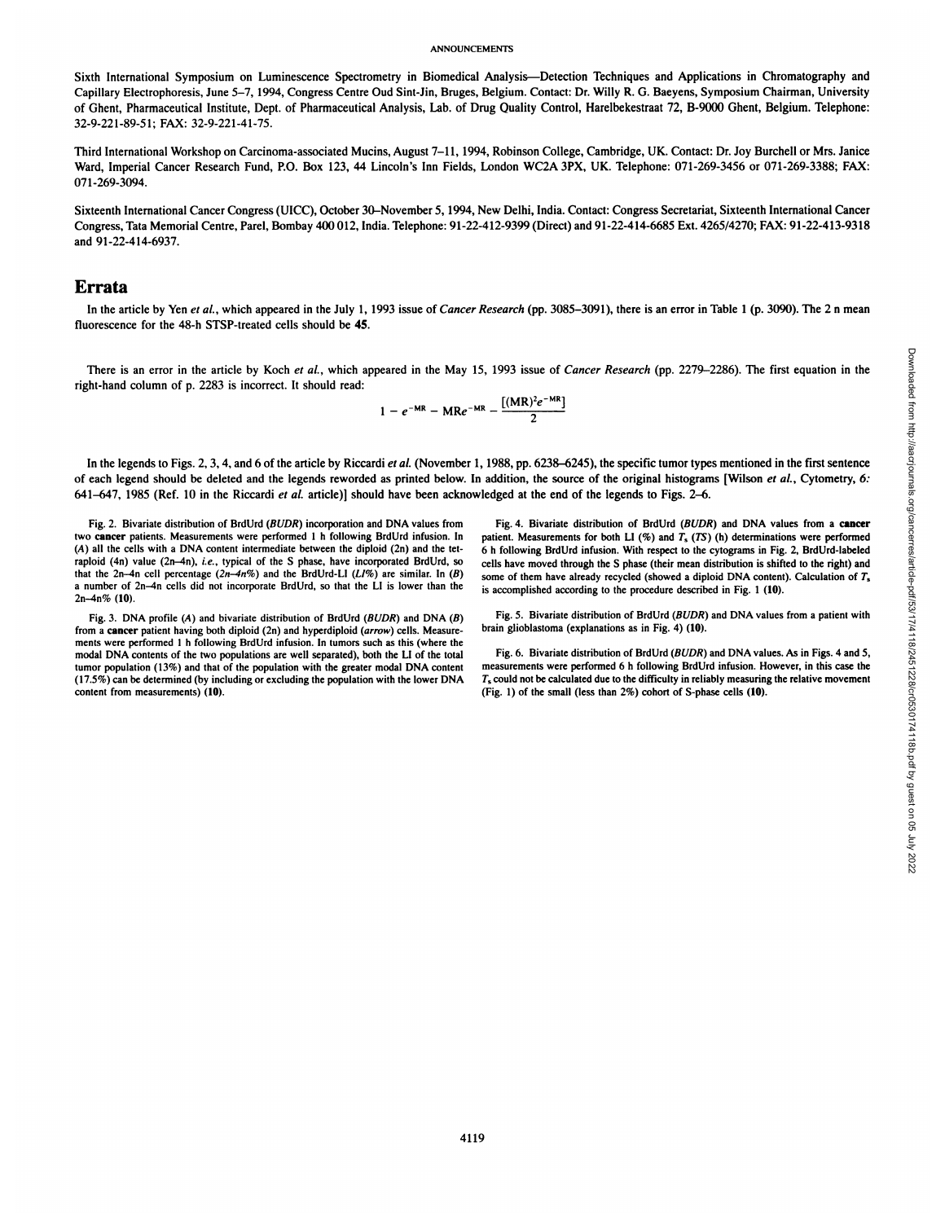ANNOUNCEMENTS

Sixth International Symposium on Luminescence Spectrometry in Biomedical Analysis—Detection Techniques and Applications in Chromatography and Capillary Electrophoresis, June 5–7, 1994, Congress Centre Oud Sint-Jin, Bruges, Belgium. Contact: Dr. Willy R. G. Baeyens, Symposium Chairman, University of Ghent, Pharmaceutical Institute, Dept. of Pharmaceutical Analysis, Lab. of Drug Quality Control, Harelbekestraat 72, B-9000 Ghent, Belgium. Telephone: 32-9-221-89-51; FAX: 32-9-221-41-75.

Third International Workshop on Carcinoma-associated Mucins, August 7–11, 1994, Robinson College, Cambridge, UK. Contact: Dr. Joy Burchell or Mrs. Janice Ward, Imperial Cancer Research Fund, P.O. Box 123, 44 Lincoln's Inn Fields, London WC2A 3PX, UK. Telephone: 071-269-3456 or 071-269-3388; FAX: 071-269-3094.

Sixteenth International Cancer Congress (UICC), October 30–November 5, 1994, New Delhi, India. Contact: Congress Secretariat, Sixteenth International Cancer Congress, Tata Memorial Centre, Parel, Bombay 400 012, India. Telephone: 91-22-412-9399 (Direct) and 91-22-414-6685 Ext. 4265/4270; FAX: 91-22-413-9318 and 91-22-414-6937.

# Errata

In the article by Yen *et al.*, which appeared in the July 1, 1993 issue of *Cancer Research* (pp. 3085–3091), there is an error in Table 1 (p. 3090). The 2 n mean fluorescence for the 48-h STSP-treated cells should be **45**.

There is an error in the article by Koch *et al.*, which appeared in the May 15, 1993 issue of *Cancer Research* (pp. 2279–2286). The first equation in the right-hand column of p. 2283 is incorrect. It should read:

$$1 - e^{-\mathrm{MR}} - \mathrm{MR}e^{-\mathrm{MR}} - \frac{[(\mathrm{MR})^2 e^{-\mathrm{MR}}]}{2}$$

In the legends to Figs. 2, 3, 4, and 6 of the article by Riccardi *et al.* (November 1, 1988, pp. 6238–6245), the specific tumor types mentioned in the first sentence of each legend should be deleted and the legends reworded as printed below. In addition, the source of the original histograms [Wilson *et al.*, Cytometry, *6:* 641–647, 1985 (Ref. 10 in the Riccardi *et al.* article)] should have been acknowledged at the end of the legends to Figs. 2–6.

Fig. 2. Bivariate distribution of BrdUrd (*BUDR*) incorporation and DNA values from two **cancer** patients. Measurements were performed 1 h following BrdUrd infusion. In (*A*) all the cells with a DNA content intermediate between the diploid (2n) and the tetraploid (4n) value (2n–4n), *i.e.*, typical of the S phase, have incorporated BrdUrd, so that the 2n–4n cell percentage (*2n–4n%*) and the BrdUrd-LI (*LI%*) are similar. In (*B*) a number of 2n–4n cells did not incorporate BrdUrd, so that the LI is lower than the 2n–4n% (**10**).

Fig. 3. DNA profile (*A*) and bivariate distribution of BrdUrd (*BUDR*) and DNA (*B*) from a **cancer** patient having both diploid (2n) and hyperdiploid (*arrow*) cells. Measurements were performed 1 h following BrdUrd infusion. In tumors such as this (where the modal DNA contents of the two populations are well separated), both the LI of the total tumor population (13%) and that of the population with the greater modal DNA content (17.5%) can be determined (by including or excluding the population with the lower DNA content from measurements) (**10**).

Fig. 4. Bivariate distribution of BrdUrd (*BUDR*) and DNA values from a **cancer** patient. Measurements for both LI (%) and $T_s$ (*TS*) (h) determinations were performed 6 h following BrdUrd infusion. With respect to the cytograms in Fig. 2, BrdUrd-labeled cells have moved through the S phase (their mean distribution is shifted to the right) and some of them have already recycled (showed a diploid DNA content). Calculation of $T_s$ is accomplished according to the procedure described in Fig. 1 (**10**).

Fig. 5. Bivariate distribution of BrdUrd (*BUDR*) and DNA values from a patient with brain glioblastoma (explanations as in Fig. 4) (**10**).

Fig. 6. Bivariate distribution of BrdUrd (*BUDR*) and DNA values. As in Figs. 4 and 5, measurements were performed 6 h following BrdUrd infusion. However, in this case the $T_s$ could not be calculated due to the difficulty in reliably measuring the relative movement (Fig. 1) of the small (less than 2%) cohort of S-phase cells (**10**).